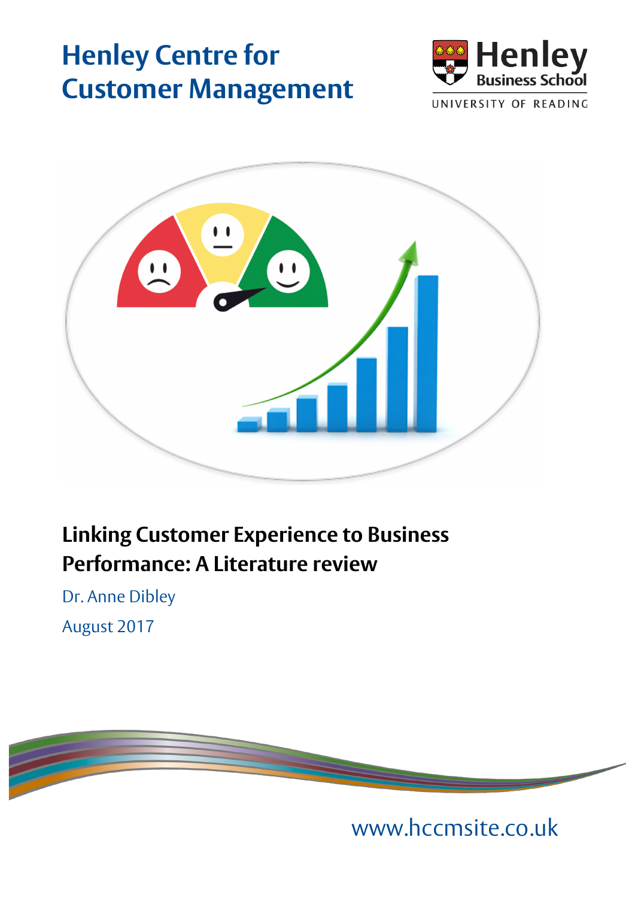# Henley Centre for Customer Management

Henley Business School

UNIVERSITY OF READING

## Linking Customer Experience to Business Performance: A Literature review

Dr. Anne Dibley

August 2017

www.hccmsite.co.uk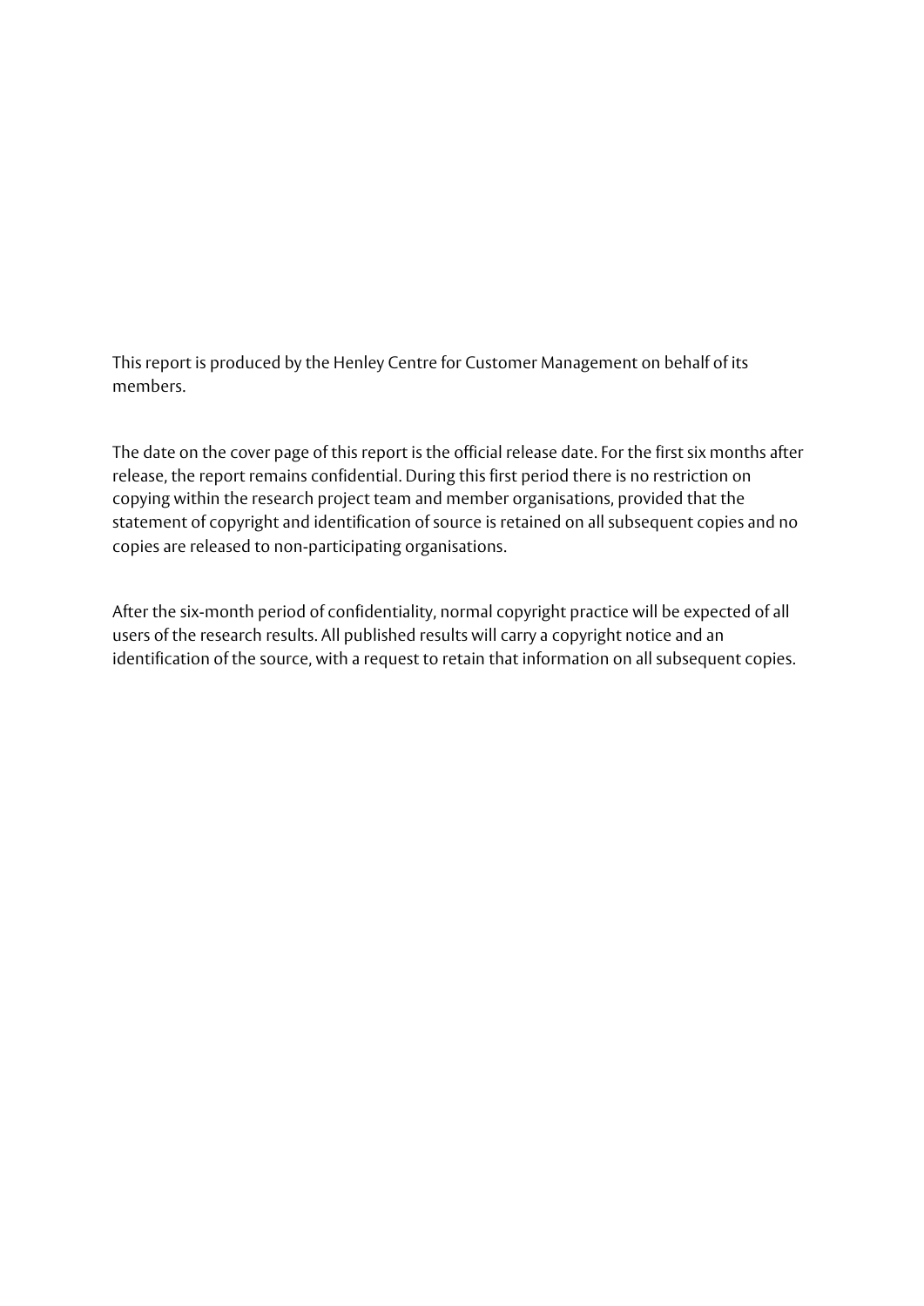This report is produced by the Henley Centre for Customer Management on behalf of its members.

The date on the cover page of this report is the official release date. For the first six months after release, the report remains confidential. During this first period there is no restriction on copying within the research project team and member organisations, provided that the statement of copyright and identification of source is retained on all subsequent copies and no copies are released to non-participating organisations.

After the six-month period of confidentiality, normal copyright practice will be expected of all users of the research results. All published results will carry a copyright notice and an identification of the source, with a request to retain that information on all subsequent copies.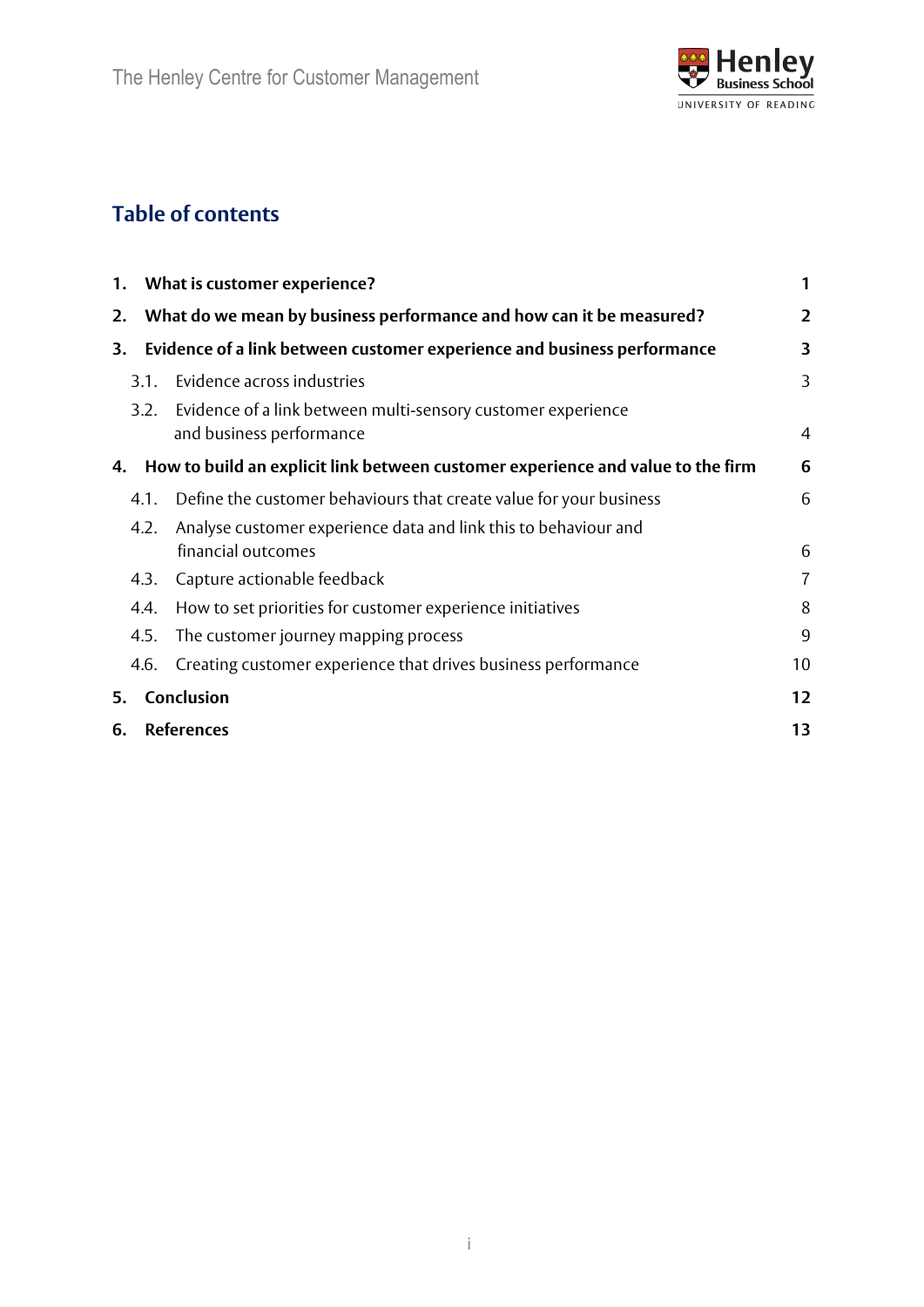## Table of contents

| | | |
|---|---|---|
| **1.** | **What is customer experience?** | **1** |
| **2.** | **What do we mean by business performance and how can it be measured?** | **2** |
| **3.** | **Evidence of a link between customer experience and business performance** | **3** |
| 3.1. | Evidence across industries | 3 |
| 3.2. | Evidence of a link between multi-sensory customer experience and business performance | 4 |
| **4.** | **How to build an explicit link between customer experience and value to the firm** | **6** |
| 4.1. | Define the customer behaviours that create value for your business | 6 |
| 4.2. | Analyse customer experience data and link this to behaviour and financial outcomes | 6 |
| 4.3. | Capture actionable feedback | 7 |
| 4.4. | How to set priorities for customer experience initiatives | 8 |
| 4.5. | The customer journey mapping process | 9 |
| 4.6. | Creating customer experience that drives business performance | 10 |
| **5.** | **Conclusion** | **12** |
| **6.** | **References** | **13** |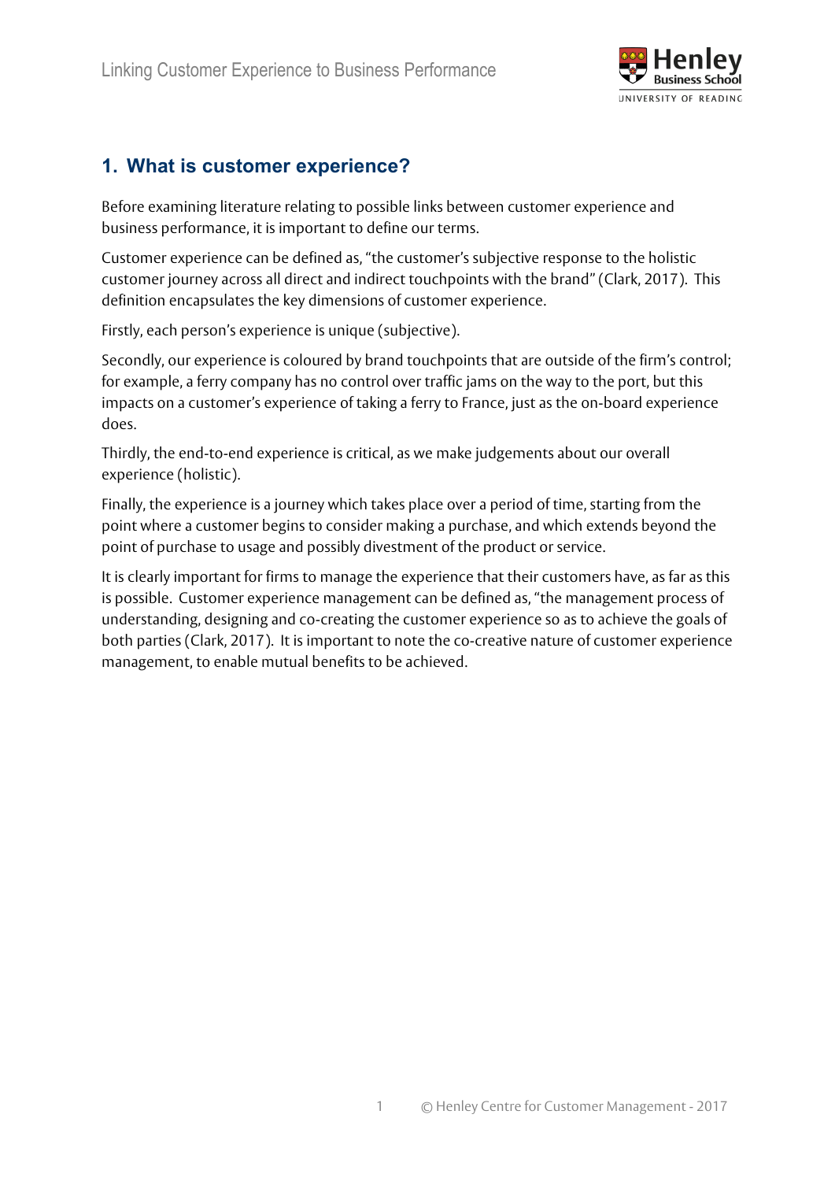## 1. What is customer experience?

Before examining literature relating to possible links between customer experience and business performance, it is important to define our terms.

Customer experience can be defined as, "the customer's subjective response to the holistic customer journey across all direct and indirect touchpoints with the brand" (Clark, 2017). This definition encapsulates the key dimensions of customer experience.

Firstly, each person's experience is unique (subjective).

Secondly, our experience is coloured by brand touchpoints that are outside of the firm's control; for example, a ferry company has no control over traffic jams on the way to the port, but this impacts on a customer's experience of taking a ferry to France, just as the on-board experience does.

Thirdly, the end-to-end experience is critical, as we make judgements about our overall experience (holistic).

Finally, the experience is a journey which takes place over a period of time, starting from the point where a customer begins to consider making a purchase, and which extends beyond the point of purchase to usage and possibly divestment of the product or service.

It is clearly important for firms to manage the experience that their customers have, as far as this is possible. Customer experience management can be defined as, "the management process of understanding, designing and co-creating the customer experience so as to achieve the goals of both parties (Clark, 2017). It is important to note the co-creative nature of customer experience management, to enable mutual benefits to be achieved.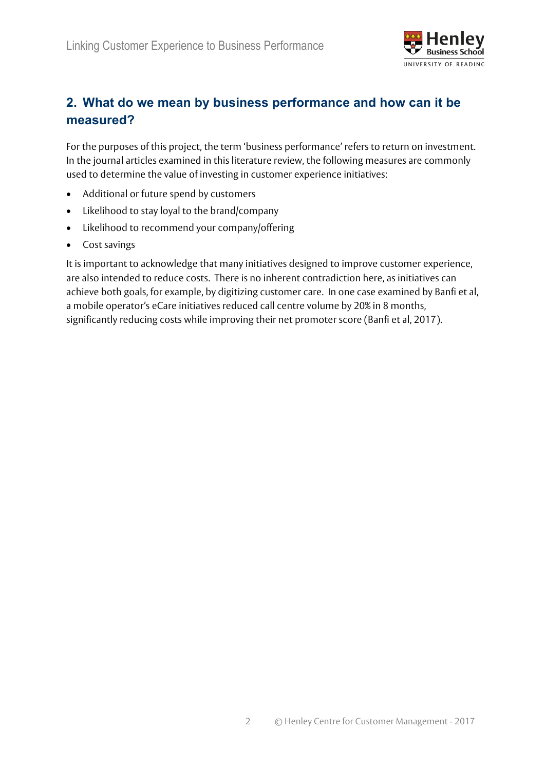## 2. What do we mean by business performance and how can it be measured?

For the purposes of this project, the term 'business performance' refers to return on investment. In the journal articles examined in this literature review, the following measures are commonly used to determine the value of investing in customer experience initiatives:

- Additional or future spend by customers
- Likelihood to stay loyal to the brand/company
- Likelihood to recommend your company/offering
- Cost savings

It is important to acknowledge that many initiatives designed to improve customer experience, are also intended to reduce costs. There is no inherent contradiction here, as initiatives can achieve both goals, for example, by digitizing customer care. In one case examined by Banfi et al, a mobile operator's eCare initiatives reduced call centre volume by 20% in 8 months, significantly reducing costs while improving their net promoter score (Banfi et al, 2017).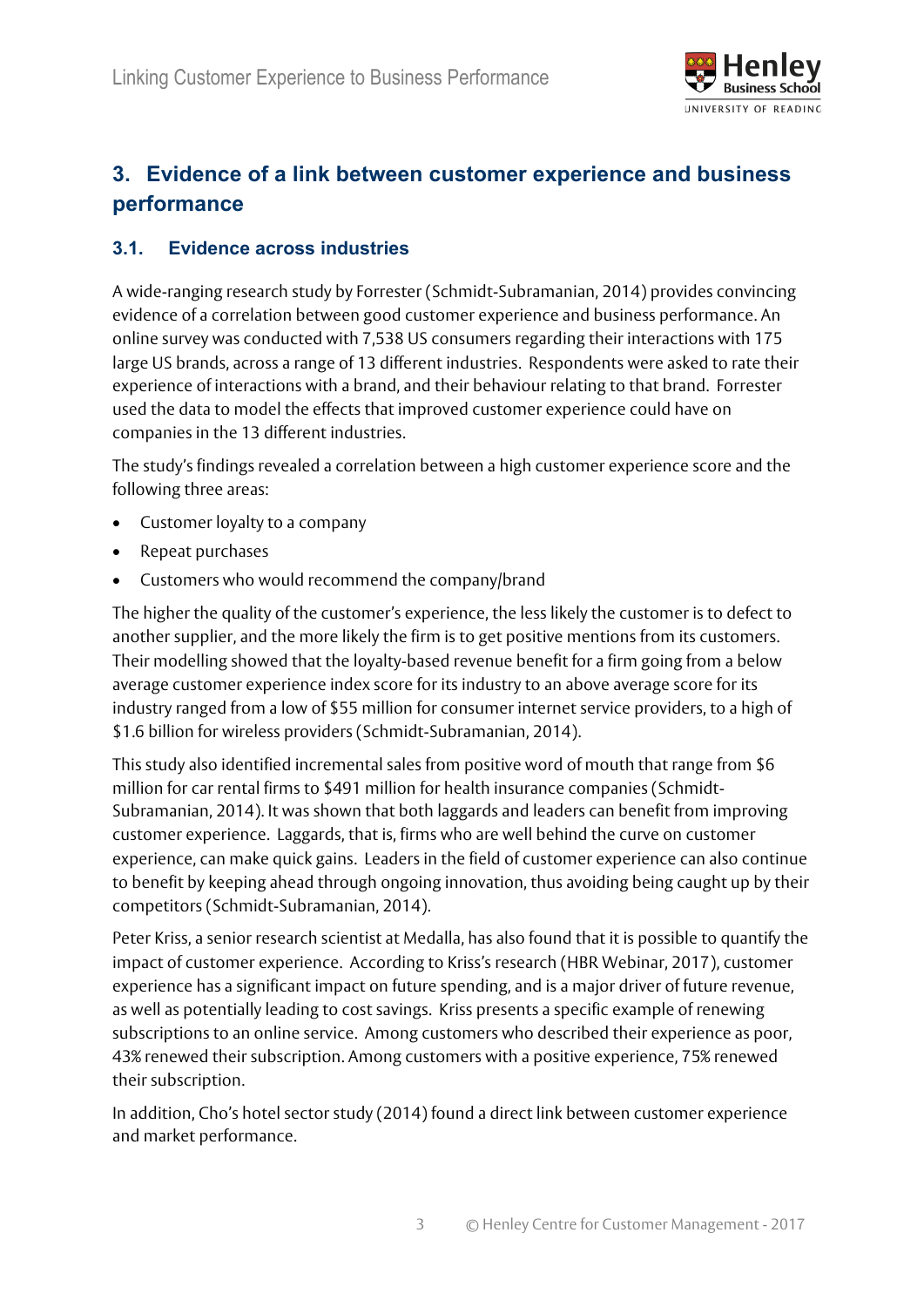## 3. Evidence of a link between customer experience and business performance

### 3.1. Evidence across industries

A wide-ranging research study by Forrester (Schmidt-Subramanian, 2014) provides convincing evidence of a correlation between good customer experience and business performance. An online survey was conducted with 7,538 US consumers regarding their interactions with 175 large US brands, across a range of 13 different industries. Respondents were asked to rate their experience of interactions with a brand, and their behaviour relating to that brand. Forrester used the data to model the effects that improved customer experience could have on companies in the 13 different industries.

The study's findings revealed a correlation between a high customer experience score and the following three areas:

- Customer loyalty to a company
- Repeat purchases
- Customers who would recommend the company/brand

The higher the quality of the customer's experience, the less likely the customer is to defect to another supplier, and the more likely the firm is to get positive mentions from its customers. Their modelling showed that the loyalty-based revenue benefit for a firm going from a below average customer experience index score for its industry to an above average score for its industry ranged from a low of $55 million for consumer internet service providers, to a high of $1.6 billion for wireless providers (Schmidt-Subramanian, 2014).

This study also identified incremental sales from positive word of mouth that range from $6 million for car rental firms to $491 million for health insurance companies (Schmidt-Subramanian, 2014). It was shown that both laggards and leaders can benefit from improving customer experience. Laggards, that is, firms who are well behind the curve on customer experience, can make quick gains. Leaders in the field of customer experience can also continue to benefit by keeping ahead through ongoing innovation, thus avoiding being caught up by their competitors (Schmidt-Subramanian, 2014).

Peter Kriss, a senior research scientist at Medalla, has also found that it is possible to quantify the impact of customer experience. According to Kriss's research (HBR Webinar, 2017), customer experience has a significant impact on future spending, and is a major driver of future revenue, as well as potentially leading to cost savings. Kriss presents a specific example of renewing subscriptions to an online service. Among customers who described their experience as poor, 43% renewed their subscription. Among customers with a positive experience, 75% renewed their subscription.

In addition, Cho's hotel sector study (2014) found a direct link between customer experience and market performance.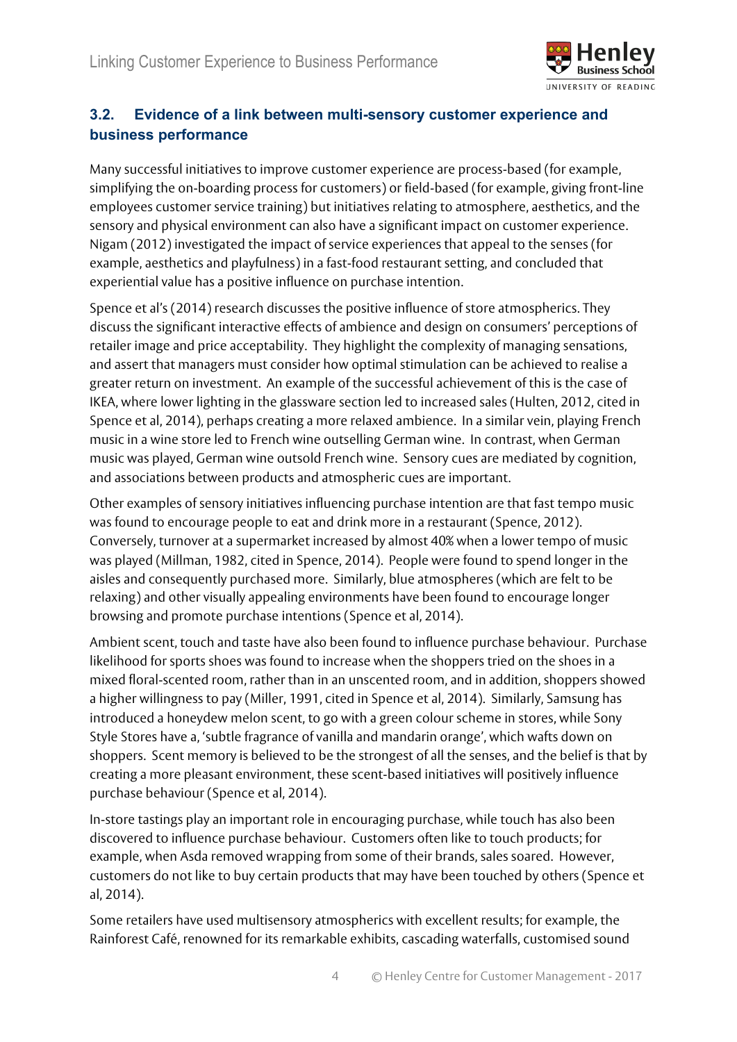## 3.2. Evidence of a link between multi-sensory customer experience and business performance

Many successful initiatives to improve customer experience are process-based (for example, simplifying the on-boarding process for customers) or field-based (for example, giving front-line employees customer service training) but initiatives relating to atmosphere, aesthetics, and the sensory and physical environment can also have a significant impact on customer experience. Nigam (2012) investigated the impact of service experiences that appeal to the senses (for example, aesthetics and playfulness) in a fast-food restaurant setting, and concluded that experiential value has a positive influence on purchase intention.

Spence et al's (2014) research discusses the positive influence of store atmospherics. They discuss the significant interactive effects of ambience and design on consumers' perceptions of retailer image and price acceptability. They highlight the complexity of managing sensations, and assert that managers must consider how optimal stimulation can be achieved to realise a greater return on investment. An example of the successful achievement of this is the case of IKEA, where lower lighting in the glassware section led to increased sales (Hulten, 2012, cited in Spence et al, 2014), perhaps creating a more relaxed ambience. In a similar vein, playing French music in a wine store led to French wine outselling German wine. In contrast, when German music was played, German wine outsold French wine. Sensory cues are mediated by cognition, and associations between products and atmospheric cues are important.

Other examples of sensory initiatives influencing purchase intention are that fast tempo music was found to encourage people to eat and drink more in a restaurant (Spence, 2012). Conversely, turnover at a supermarket increased by almost 40% when a lower tempo of music was played (Millman, 1982, cited in Spence, 2014). People were found to spend longer in the aisles and consequently purchased more. Similarly, blue atmospheres (which are felt to be relaxing) and other visually appealing environments have been found to encourage longer browsing and promote purchase intentions (Spence et al, 2014).

Ambient scent, touch and taste have also been found to influence purchase behaviour. Purchase likelihood for sports shoes was found to increase when the shoppers tried on the shoes in a mixed floral-scented room, rather than in an unscented room, and in addition, shoppers showed a higher willingness to pay (Miller, 1991, cited in Spence et al, 2014). Similarly, Samsung has introduced a honeydew melon scent, to go with a green colour scheme in stores, while Sony Style Stores have a, 'subtle fragrance of vanilla and mandarin orange', which wafts down on shoppers. Scent memory is believed to be the strongest of all the senses, and the belief is that by creating a more pleasant environment, these scent-based initiatives will positively influence purchase behaviour (Spence et al, 2014).

In-store tastings play an important role in encouraging purchase, while touch has also been discovered to influence purchase behaviour. Customers often like to touch products; for example, when Asda removed wrapping from some of their brands, sales soared. However, customers do not like to buy certain products that may have been touched by others (Spence et al, 2014).

Some retailers have used multisensory atmospherics with excellent results; for example, the Rainforest Café, renowned for its remarkable exhibits, cascading waterfalls, customised sound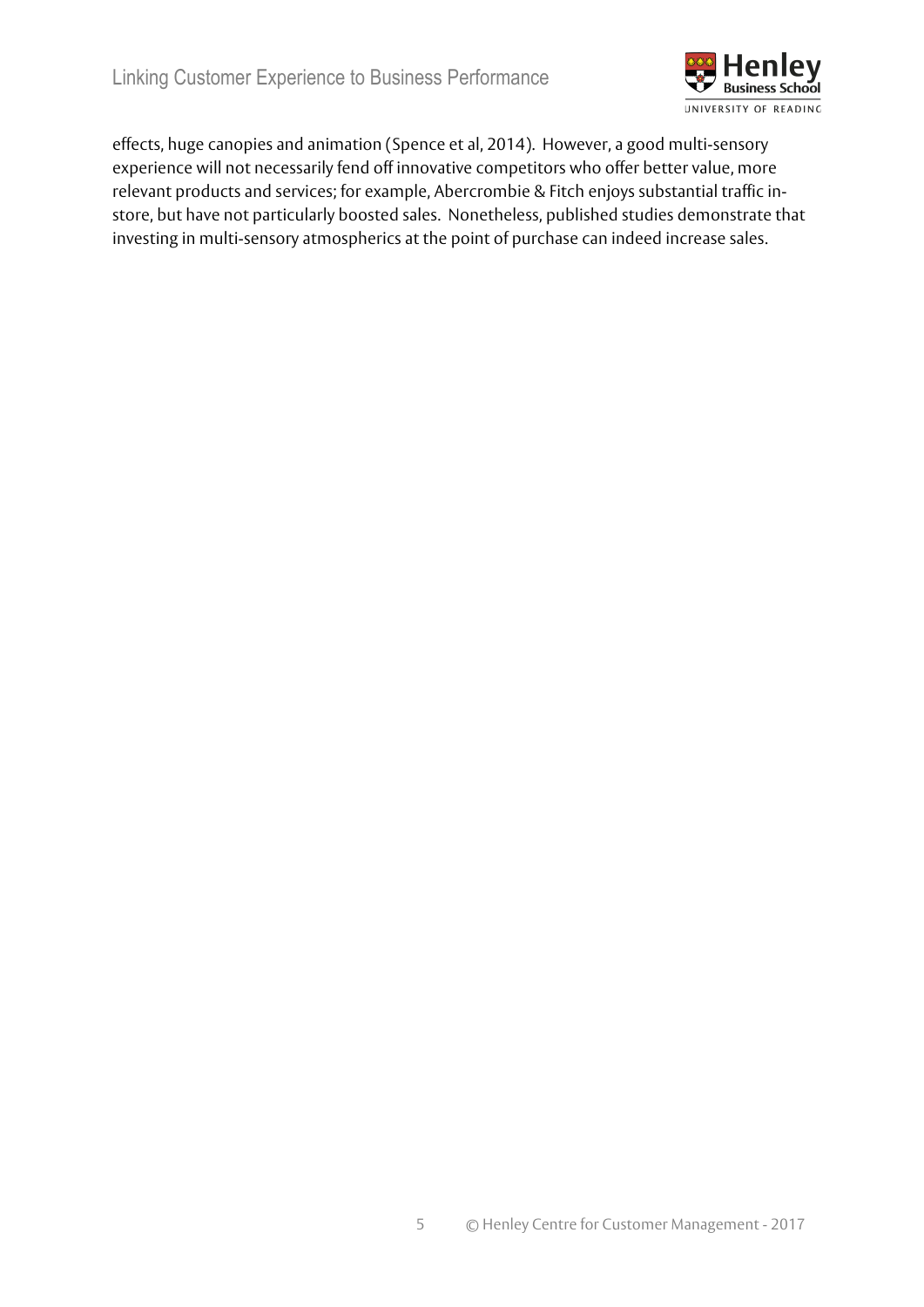effects, huge canopies and animation (Spence et al, 2014). However, a good multi-sensory experience will not necessarily fend off innovative competitors who offer better value, more relevant products and services; for example, Abercrombie & Fitch enjoys substantial traffic in-store, but have not particularly boosted sales. Nonetheless, published studies demonstrate that investing in multi-sensory atmospherics at the point of purchase can indeed increase sales.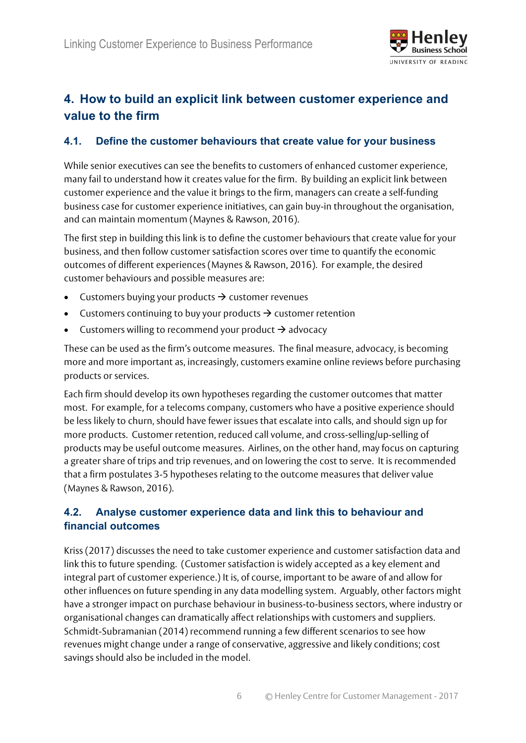## 4. How to build an explicit link between customer experience and value to the firm

### 4.1. Define the customer behaviours that create value for your business

While senior executives can see the benefits to customers of enhanced customer experience, many fail to understand how it creates value for the firm. By building an explicit link between customer experience and the value it brings to the firm, managers can create a self-funding business case for customer experience initiatives, can gain buy-in throughout the organisation, and can maintain momentum (Maynes & Rawson, 2016).

The first step in building this link is to define the customer behaviours that create value for your business, and then follow customer satisfaction scores over time to quantify the economic outcomes of different experiences (Maynes & Rawson, 2016). For example, the desired customer behaviours and possible measures are:

- Customers buying your products → customer revenues
- Customers continuing to buy your products → customer retention
- Customers willing to recommend your product → advocacy

These can be used as the firm's outcome measures. The final measure, advocacy, is becoming more and more important as, increasingly, customers examine online reviews before purchasing products or services.

Each firm should develop its own hypotheses regarding the customer outcomes that matter most. For example, for a telecoms company, customers who have a positive experience should be less likely to churn, should have fewer issues that escalate into calls, and should sign up for more products. Customer retention, reduced call volume, and cross-selling/up-selling of products may be useful outcome measures. Airlines, on the other hand, may focus on capturing a greater share of trips and trip revenues, and on lowering the cost to serve. It is recommended that a firm postulates 3-5 hypotheses relating to the outcome measures that deliver value (Maynes & Rawson, 2016).

### 4.2. Analyse customer experience data and link this to behaviour and financial outcomes

Kriss (2017) discusses the need to take customer experience and customer satisfaction data and link this to future spending. (Customer satisfaction is widely accepted as a key element and integral part of customer experience.) It is, of course, important to be aware of and allow for other influences on future spending in any data modelling system. Arguably, other factors might have a stronger impact on purchase behaviour in business-to-business sectors, where industry or organisational changes can dramatically affect relationships with customers and suppliers. Schmidt-Subramanian (2014) recommend running a few different scenarios to see how revenues might change under a range of conservative, aggressive and likely conditions; cost savings should also be included in the model.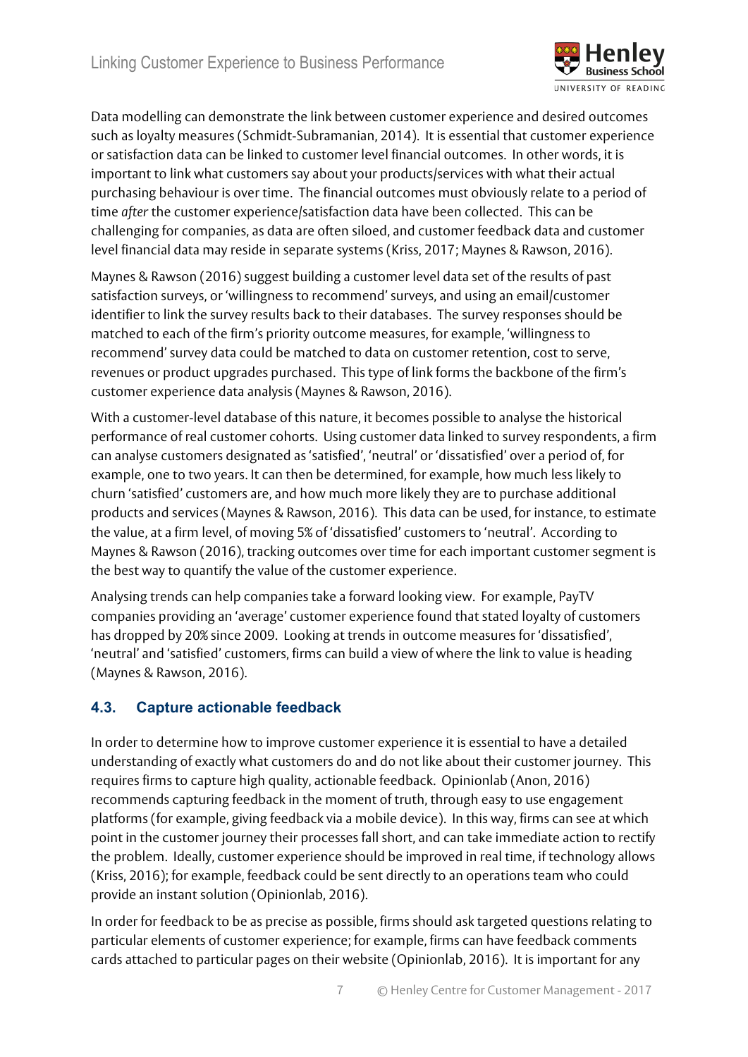Data modelling can demonstrate the link between customer experience and desired outcomes such as loyalty measures (Schmidt-Subramanian, 2014). It is essential that customer experience or satisfaction data can be linked to customer level financial outcomes. In other words, it is important to link what customers say about your products/services with what their actual purchasing behaviour is over time. The financial outcomes must obviously relate to a period of time *after* the customer experience/satisfaction data have been collected. This can be challenging for companies, as data are often siloed, and customer feedback data and customer level financial data may reside in separate systems (Kriss, 2017; Maynes & Rawson, 2016).

Maynes & Rawson (2016) suggest building a customer level data set of the results of past satisfaction surveys, or 'willingness to recommend' surveys, and using an email/customer identifier to link the survey results back to their databases. The survey responses should be matched to each of the firm's priority outcome measures, for example, 'willingness to recommend' survey data could be matched to data on customer retention, cost to serve, revenues or product upgrades purchased. This type of link forms the backbone of the firm's customer experience data analysis (Maynes & Rawson, 2016).

With a customer-level database of this nature, it becomes possible to analyse the historical performance of real customer cohorts. Using customer data linked to survey respondents, a firm can analyse customers designated as 'satisfied', 'neutral' or 'dissatisfied' over a period of, for example, one to two years. It can then be determined, for example, how much less likely to churn 'satisfied' customers are, and how much more likely they are to purchase additional products and services (Maynes & Rawson, 2016). This data can be used, for instance, to estimate the value, at a firm level, of moving 5% of 'dissatisfied' customers to 'neutral'. According to Maynes & Rawson (2016), tracking outcomes over time for each important customer segment is the best way to quantify the value of the customer experience.

Analysing trends can help companies take a forward looking view. For example, PayTV companies providing an 'average' customer experience found that stated loyalty of customers has dropped by 20% since 2009. Looking at trends in outcome measures for 'dissatisfied', 'neutral' and 'satisfied' customers, firms can build a view of where the link to value is heading (Maynes & Rawson, 2016).

### 4.3. Capture actionable feedback

In order to determine how to improve customer experience it is essential to have a detailed understanding of exactly what customers do and do not like about their customer journey. This requires firms to capture high quality, actionable feedback. Opinionlab (Anon, 2016) recommends capturing feedback in the moment of truth, through easy to use engagement platforms (for example, giving feedback via a mobile device). In this way, firms can see at which point in the customer journey their processes fall short, and can take immediate action to rectify the problem. Ideally, customer experience should be improved in real time, if technology allows (Kriss, 2016); for example, feedback could be sent directly to an operations team who could provide an instant solution (Opinionlab, 2016).

In order for feedback to be as precise as possible, firms should ask targeted questions relating to particular elements of customer experience; for example, firms can have feedback comments cards attached to particular pages on their website (Opinionlab, 2016). It is important for any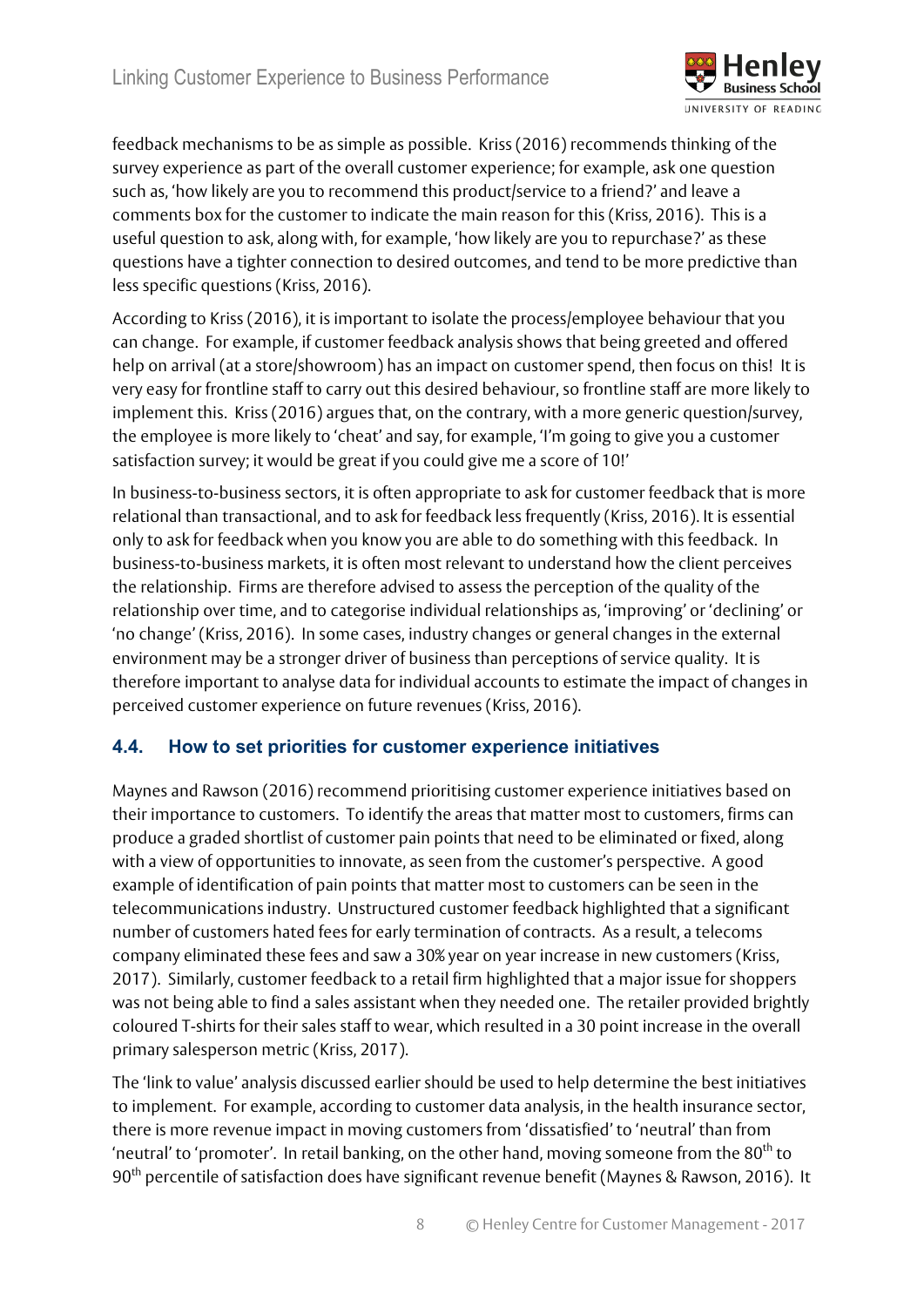feedback mechanisms to be as simple as possible. Kriss (2016) recommends thinking of the survey experience as part of the overall customer experience; for example, ask one question such as, 'how likely are you to recommend this product/service to a friend?' and leave a comments box for the customer to indicate the main reason for this (Kriss, 2016). This is a useful question to ask, along with, for example, 'how likely are you to repurchase?' as these questions have a tighter connection to desired outcomes, and tend to be more predictive than less specific questions (Kriss, 2016).

According to Kriss (2016), it is important to isolate the process/employee behaviour that you can change. For example, if customer feedback analysis shows that being greeted and offered help on arrival (at a store/showroom) has an impact on customer spend, then focus on this! It is very easy for frontline staff to carry out this desired behaviour, so frontline staff are more likely to implement this. Kriss (2016) argues that, on the contrary, with a more generic question/survey, the employee is more likely to 'cheat' and say, for example, 'I'm going to give you a customer satisfaction survey; it would be great if you could give me a score of 10!'

In business-to-business sectors, it is often appropriate to ask for customer feedback that is more relational than transactional, and to ask for feedback less frequently (Kriss, 2016). It is essential only to ask for feedback when you know you are able to do something with this feedback. In business-to-business markets, it is often most relevant to understand how the client perceives the relationship. Firms are therefore advised to assess the perception of the quality of the relationship over time, and to categorise individual relationships as, 'improving' or 'declining' or 'no change' (Kriss, 2016). In some cases, industry changes or general changes in the external environment may be a stronger driver of business than perceptions of service quality. It is therefore important to analyse data for individual accounts to estimate the impact of changes in perceived customer experience on future revenues (Kriss, 2016).

## 4.4. How to set priorities for customer experience initiatives

Maynes and Rawson (2016) recommend prioritising customer experience initiatives based on their importance to customers. To identify the areas that matter most to customers, firms can produce a graded shortlist of customer pain points that need to be eliminated or fixed, along with a view of opportunities to innovate, as seen from the customer's perspective. A good example of identification of pain points that matter most to customers can be seen in the telecommunications industry. Unstructured customer feedback highlighted that a significant number of customers hated fees for early termination of contracts. As a result, a telecoms company eliminated these fees and saw a 30% year on year increase in new customers (Kriss, 2017). Similarly, customer feedback to a retail firm highlighted that a major issue for shoppers was not being able to find a sales assistant when they needed one. The retailer provided brightly coloured T-shirts for their sales staff to wear, which resulted in a 30 point increase in the overall primary salesperson metric (Kriss, 2017).

The 'link to value' analysis discussed earlier should be used to help determine the best initiatives to implement. For example, according to customer data analysis, in the health insurance sector, there is more revenue impact in moving customers from 'dissatisfied' to 'neutral' than from 'neutral' to 'promoter'. In retail banking, on the other hand, moving someone from the 80th to 90th percentile of satisfaction does have significant revenue benefit (Maynes & Rawson, 2016). It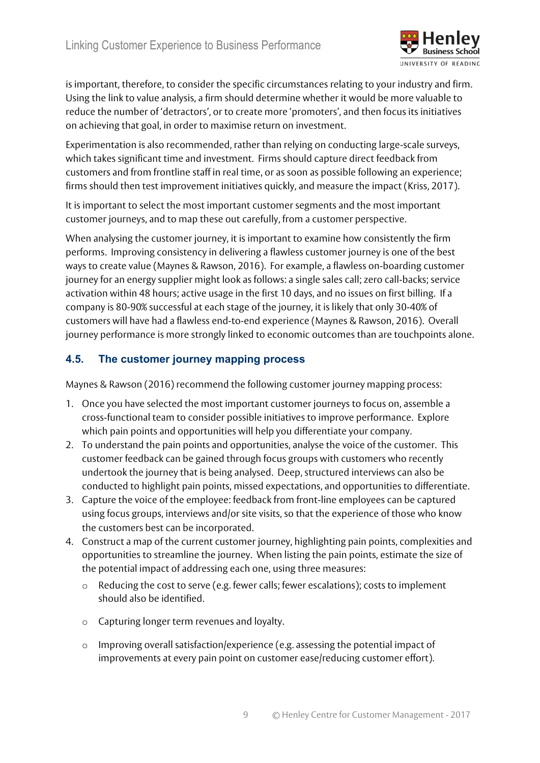is important, therefore, to consider the specific circumstances relating to your industry and firm. Using the link to value analysis, a firm should determine whether it would be more valuable to reduce the number of 'detractors', or to create more 'promoters', and then focus its initiatives on achieving that goal, in order to maximise return on investment.

Experimentation is also recommended, rather than relying on conducting large-scale surveys, which takes significant time and investment. Firms should capture direct feedback from customers and from frontline staff in real time, or as soon as possible following an experience; firms should then test improvement initiatives quickly, and measure the impact (Kriss, 2017).

It is important to select the most important customer segments and the most important customer journeys, and to map these out carefully, from a customer perspective.

When analysing the customer journey, it is important to examine how consistently the firm performs. Improving consistency in delivering a flawless customer journey is one of the best ways to create value (Maynes & Rawson, 2016). For example, a flawless on-boarding customer journey for an energy supplier might look as follows: a single sales call; zero call-backs; service activation within 48 hours; active usage in the first 10 days, and no issues on first billing. If a company is 80-90% successful at each stage of the journey, it is likely that only 30-40% of customers will have had a flawless end-to-end experience (Maynes & Rawson, 2016). Overall journey performance is more strongly linked to economic outcomes than are touchpoints alone.

### 4.5. The customer journey mapping process

Maynes & Rawson (2016) recommend the following customer journey mapping process:

1. Once you have selected the most important customer journeys to focus on, assemble a cross-functional team to consider possible initiatives to improve performance. Explore which pain points and opportunities will help you differentiate your company.
2. To understand the pain points and opportunities, analyse the voice of the customer. This customer feedback can be gained through focus groups with customers who recently undertook the journey that is being analysed. Deep, structured interviews can also be conducted to highlight pain points, missed expectations, and opportunities to differentiate.
3. Capture the voice of the employee: feedback from front-line employees can be captured using focus groups, interviews and/or site visits, so that the experience of those who know the customers best can be incorporated.
4. Construct a map of the current customer journey, highlighting pain points, complexities and opportunities to streamline the journey. When listing the pain points, estimate the size of the potential impact of addressing each one, using three measures:
   - Reducing the cost to serve (e.g. fewer calls; fewer escalations); costs to implement should also be identified.
   - Capturing longer term revenues and loyalty.
   - Improving overall satisfaction/experience (e.g. assessing the potential impact of improvements at every pain point on customer ease/reducing customer effort).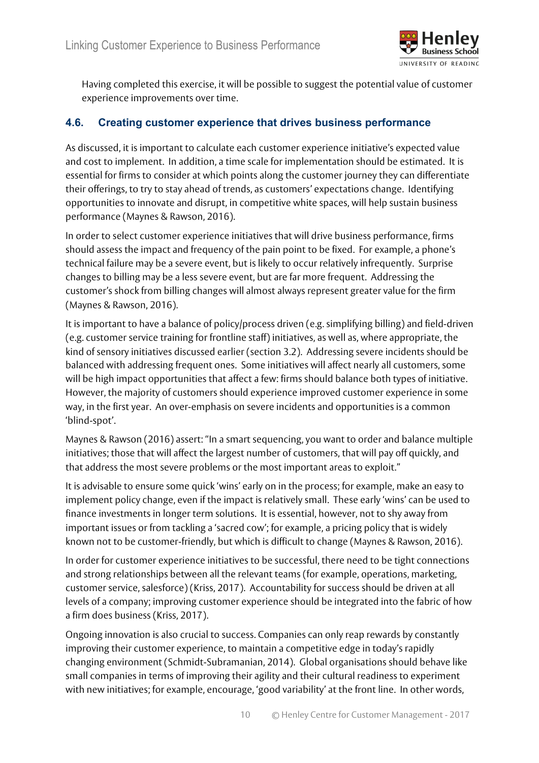Having completed this exercise, it will be possible to suggest the potential value of customer experience improvements over time.

### 4.6. Creating customer experience that drives business performance

As discussed, it is important to calculate each customer experience initiative's expected value and cost to implement. In addition, a time scale for implementation should be estimated. It is essential for firms to consider at which points along the customer journey they can differentiate their offerings, to try to stay ahead of trends, as customers' expectations change. Identifying opportunities to innovate and disrupt, in competitive white spaces, will help sustain business performance (Maynes & Rawson, 2016).

In order to select customer experience initiatives that will drive business performance, firms should assess the impact and frequency of the pain point to be fixed. For example, a phone's technical failure may be a severe event, but is likely to occur relatively infrequently. Surprise changes to billing may be a less severe event, but are far more frequent. Addressing the customer's shock from billing changes will almost always represent greater value for the firm (Maynes & Rawson, 2016).

It is important to have a balance of policy/process driven (e.g. simplifying billing) and field-driven (e.g. customer service training for frontline staff) initiatives, as well as, where appropriate, the kind of sensory initiatives discussed earlier (section 3.2). Addressing severe incidents should be balanced with addressing frequent ones. Some initiatives will affect nearly all customers, some will be high impact opportunities that affect a few: firms should balance both types of initiative. However, the majority of customers should experience improved customer experience in some way, in the first year. An over-emphasis on severe incidents and opportunities is a common 'blind-spot'.

Maynes & Rawson (2016) assert: "In a smart sequencing, you want to order and balance multiple initiatives; those that will affect the largest number of customers, that will pay off quickly, and that address the most severe problems or the most important areas to exploit."

It is advisable to ensure some quick 'wins' early on in the process; for example, make an easy to implement policy change, even if the impact is relatively small. These early 'wins' can be used to finance investments in longer term solutions. It is essential, however, not to shy away from important issues or from tackling a 'sacred cow'; for example, a pricing policy that is widely known not to be customer-friendly, but which is difficult to change (Maynes & Rawson, 2016).

In order for customer experience initiatives to be successful, there need to be tight connections and strong relationships between all the relevant teams (for example, operations, marketing, customer service, salesforce) (Kriss, 2017). Accountability for success should be driven at all levels of a company; improving customer experience should be integrated into the fabric of how a firm does business (Kriss, 2017).

Ongoing innovation is also crucial to success. Companies can only reap rewards by constantly improving their customer experience, to maintain a competitive edge in today's rapidly changing environment (Schmidt-Subramanian, 2014). Global organisations should behave like small companies in terms of improving their agility and their cultural readiness to experiment with new initiatives; for example, encourage, 'good variability' at the front line. In other words,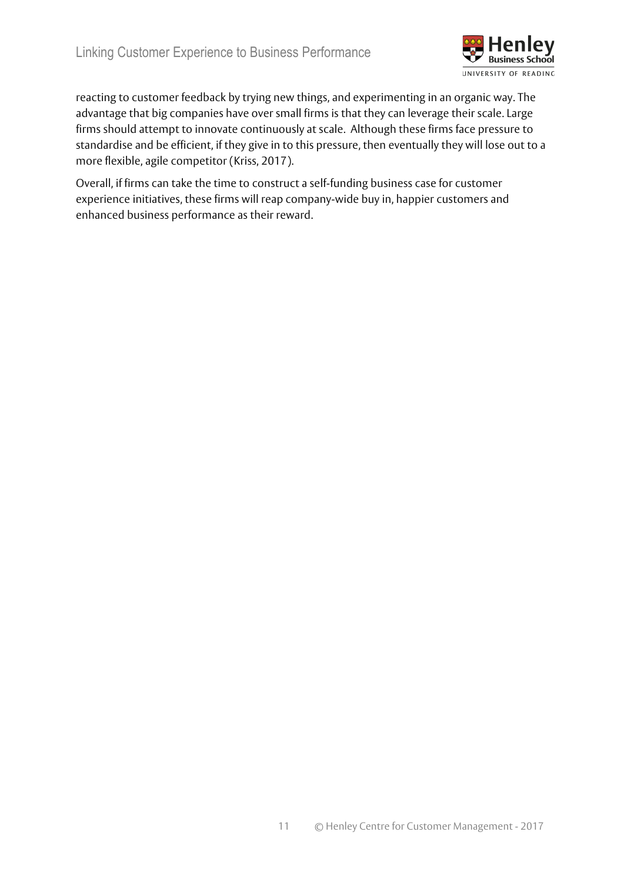reacting to customer feedback by trying new things, and experimenting in an organic way. The advantage that big companies have over small firms is that they can leverage their scale. Large firms should attempt to innovate continuously at scale. Although these firms face pressure to standardise and be efficient, if they give in to this pressure, then eventually they will lose out to a more flexible, agile competitor (Kriss, 2017).

Overall, if firms can take the time to construct a self-funding business case for customer experience initiatives, these firms will reap company-wide buy in, happier customers and enhanced business performance as their reward.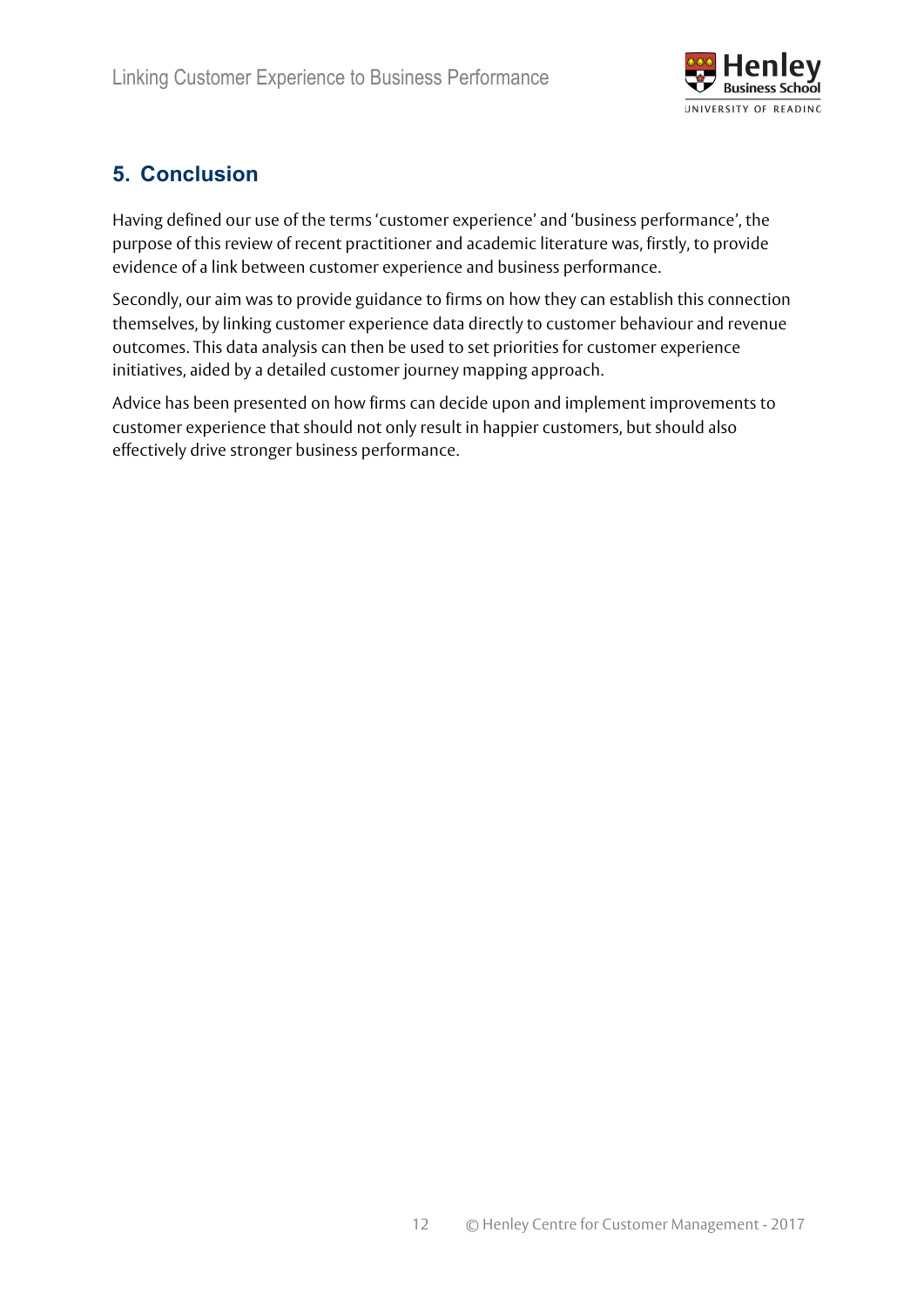## 5. Conclusion

Having defined our use of the terms 'customer experience' and 'business performance', the purpose of this review of recent practitioner and academic literature was, firstly, to provide evidence of a link between customer experience and business performance.

Secondly, our aim was to provide guidance to firms on how they can establish this connection themselves, by linking customer experience data directly to customer behaviour and revenue outcomes. This data analysis can then be used to set priorities for customer experience initiatives, aided by a detailed customer journey mapping approach.

Advice has been presented on how firms can decide upon and implement improvements to customer experience that should not only result in happier customers, but should also effectively drive stronger business performance.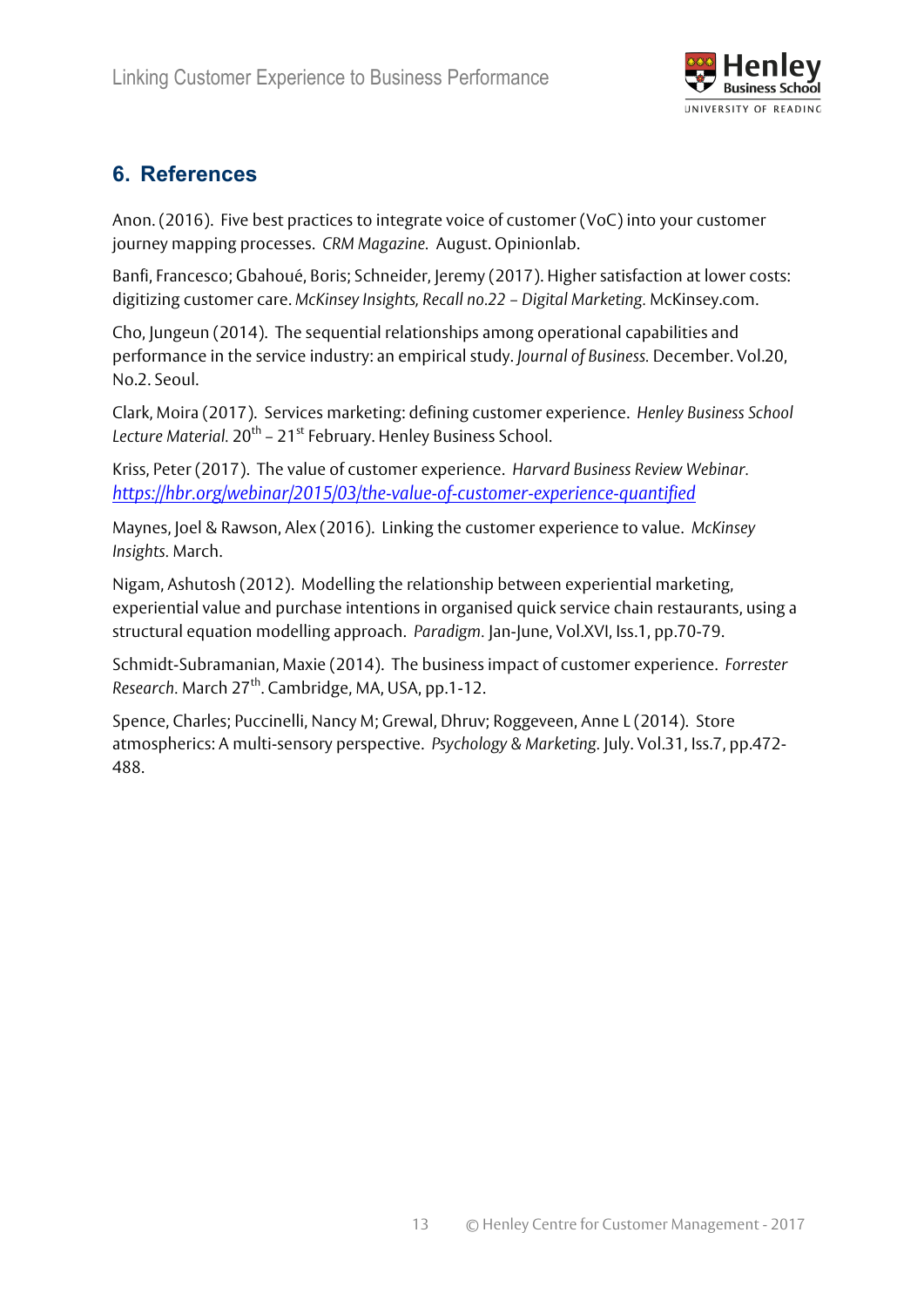## 6. References

Anon. (2016). Five best practices to integrate voice of customer (VoC) into your customer journey mapping processes. *CRM Magazine.* August. Opinionlab.

Banfi, Francesco; Gbahoué, Boris; Schneider, Jeremy (2017). Higher satisfaction at lower costs: digitizing customer care. *McKinsey Insights, Recall no.22 – Digital Marketing.* McKinsey.com.

Cho, Jungeun (2014). The sequential relationships among operational capabilities and performance in the service industry: an empirical study. *Journal of Business.* December. Vol.20, No.2. Seoul.

Clark, Moira (2017). Services marketing: defining customer experience. *Henley Business School Lecture Material.* 20th – 21st February. Henley Business School.

Kriss, Peter (2017). The value of customer experience. *Harvard Business Review Webinar.* [https://hbr.org/webinar/2015/03/the-value-of-customer-experience-quantified](https://hbr.org/webinar/2015/03/the-value-of-customer-experience-quantified)

Maynes, Joel & Rawson, Alex (2016). Linking the customer experience to value. *McKinsey Insights.* March.

Nigam, Ashutosh (2012). Modelling the relationship between experiential marketing, experiential value and purchase intentions in organised quick service chain restaurants, using a structural equation modelling approach. *Paradigm.* Jan-June, Vol.XVI, Iss.1, pp.70-79.

Schmidt-Subramanian, Maxie (2014). The business impact of customer experience. *Forrester Research.* March 27th. Cambridge, MA, USA, pp.1-12.

Spence, Charles; Puccinelli, Nancy M; Grewal, Dhruv; Roggeveen, Anne L (2014). Store atmospherics: A multi-sensory perspective. *Psychology & Marketing.* July. Vol.31, Iss.7, pp.472-488.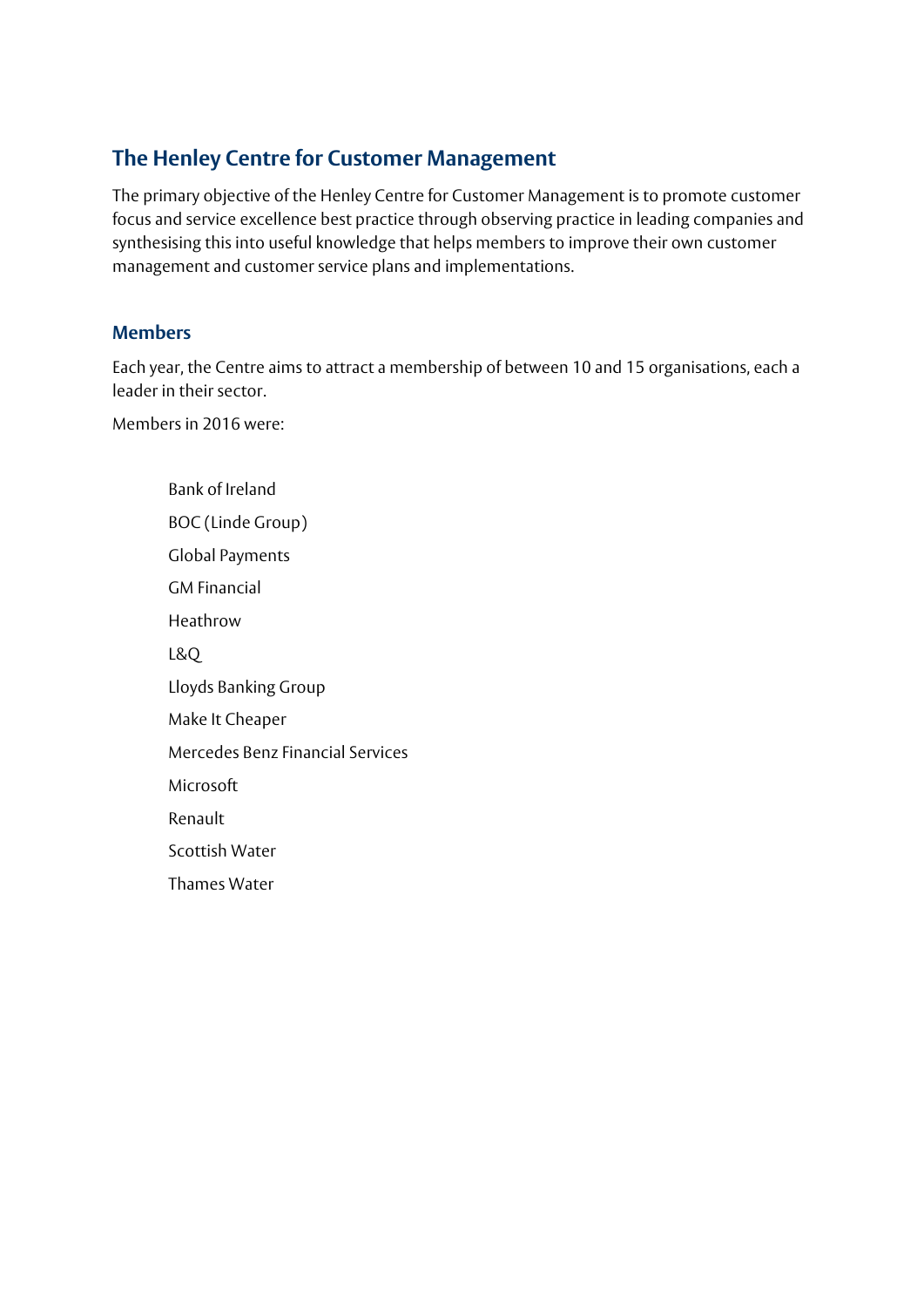## The Henley Centre for Customer Management

The primary objective of the Henley Centre for Customer Management is to promote customer focus and service excellence best practice through observing practice in leading companies and synthesising this into useful knowledge that helps members to improve their own customer management and customer service plans and implementations.

### Members

Each year, the Centre aims to attract a membership of between 10 and 15 organisations, each a leader in their sector.

Members in 2016 were:

- Bank of Ireland
- BOC (Linde Group)
- Global Payments
- GM Financial
- Heathrow
- L&Q
- Lloyds Banking Group
- Make It Cheaper
- Mercedes Benz Financial Services
- Microsoft
- Renault
- Scottish Water
- Thames Water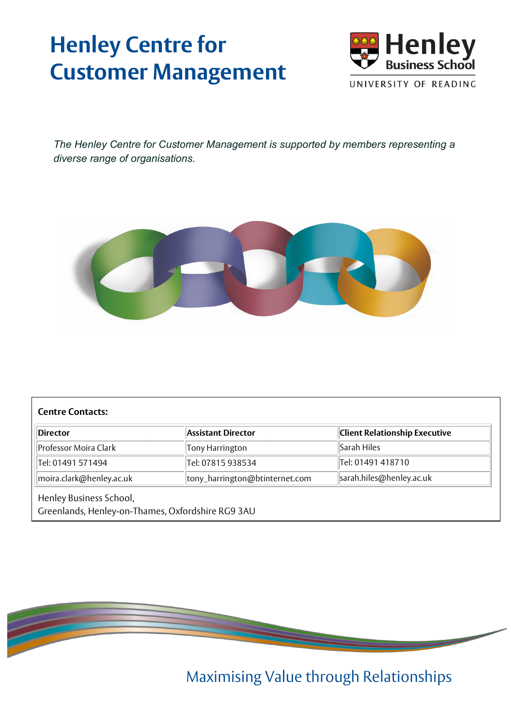# Henley Centre for Customer Management

Henley Business School

UNIVERSITY OF READING

*The Henley Centre for Customer Management is supported by members representing a diverse range of organisations.*

**Centre Contacts:**

| Director | Assistant Director | Client Relationship Executive |
|---|---|---|
| Professor Moira Clark | Tony Harrington | Sarah Hiles |
| Tel: 01491 571494 | Tel: 07815 938534 | Tel: 01491 418710 |
| moira.clark@henley.ac.uk | tony_harrington@btinternet.com | sarah.hiles@henley.ac.uk |

Henley Business School,
Greenlands, Henley-on-Thames, Oxfordshire RG9 3AU

Maximising Value through Relationships